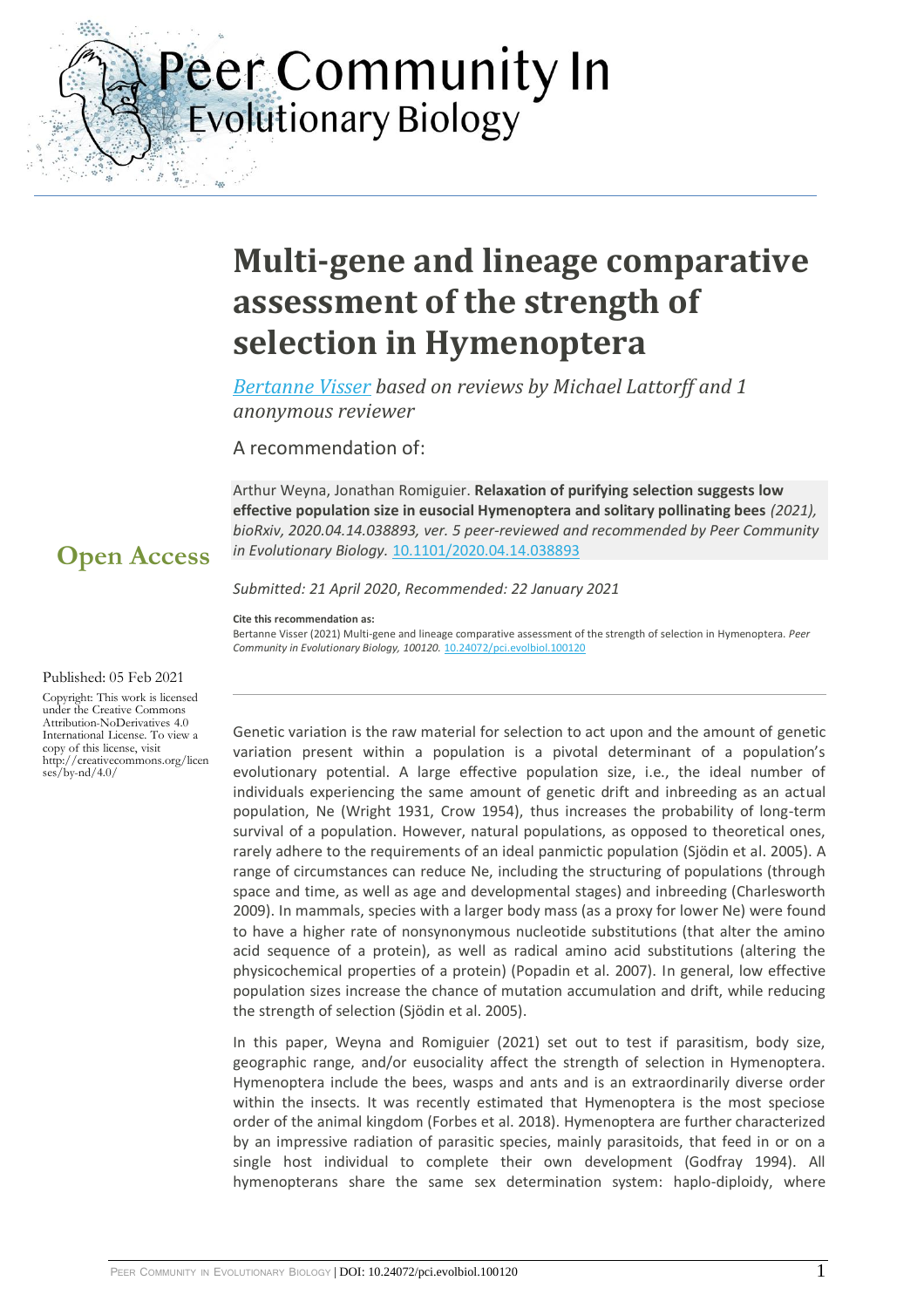Peer Community In
Evolutionary Biology

# Multi-gene and lineage comparative assessment of the strength of selection in Hymenoptera

*Bertanne Visser based on reviews by Michael Lattorff and 1 anonymous reviewer*

A recommendation of:

Arthur Weyna, Jonathan Romiguier. **Relaxation of purifying selection suggests low effective population size in eusocial Hymenoptera and solitary pollinating bees** *(2021), bioRxiv, 2020.04.14.038893, ver. 5 peer-reviewed and recommended by Peer Community in Evolutionary Biology.* 10.1101/2020.04.14.038893

**Open Access**

*Submitted: 21 April 2020, Recommended: 22 January 2021*

**Cite this recommendation as:**
Bertanne Visser (2021) Multi-gene and lineage comparative assessment of the strength of selection in Hymenoptera. *Peer Community in Evolutionary Biology, 100120.* 10.24072/pci.evolbiol.100120

Published: 05 Feb 2021

Copyright: This work is licensed under the Creative Commons Attribution-NoDerivatives 4.0 International License. To view a copy of this license, visit http://creativecommons.org/licenses/by-nd/4.0/

Genetic variation is the raw material for selection to act upon and the amount of genetic variation present within a population is a pivotal determinant of a population's evolutionary potential. A large effective population size, i.e., the ideal number of individuals experiencing the same amount of genetic drift and inbreeding as an actual population, Ne (Wright 1931, Crow 1954), thus increases the probability of long-term survival of a population. However, natural populations, as opposed to theoretical ones, rarely adhere to the requirements of an ideal panmictic population (Sjödin et al. 2005). A range of circumstances can reduce Ne, including the structuring of populations (through space and time, as well as age and developmental stages) and inbreeding (Charlesworth 2009). In mammals, species with a larger body mass (as a proxy for lower Ne) were found to have a higher rate of nonsynonymous nucleotide substitutions (that alter the amino acid sequence of a protein), as well as radical amino acid substitutions (altering the physicochemical properties of a protein) (Popadin et al. 2007). In general, low effective population sizes increase the chance of mutation accumulation and drift, while reducing the strength of selection (Sjödin et al. 2005).

In this paper, Weyna and Romiguier (2021) set out to test if parasitism, body size, geographic range, and/or eusociality affect the strength of selection in Hymenoptera. Hymenoptera include the bees, wasps and ants and is an extraordinarily diverse order within the insects. It was recently estimated that Hymenoptera is the most speciose order of the animal kingdom (Forbes et al. 2018). Hymenoptera are further characterized by an impressive radiation of parasitic species, mainly parasitoids, that feed in or on a single host individual to complete their own development (Godfray 1994). All hymenopterans share the same sex determination system: haplo-diploidy, where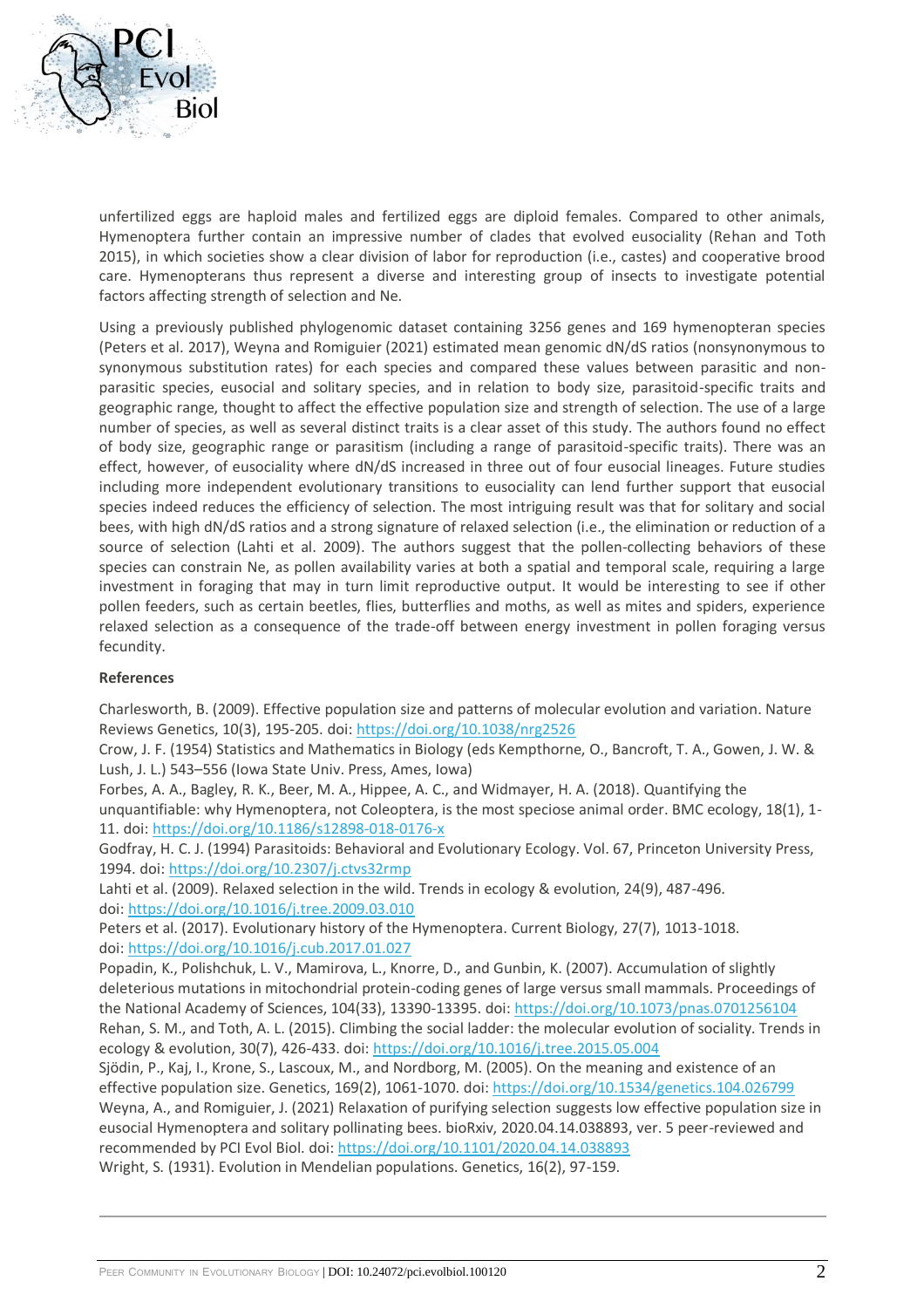unfertilized eggs are haploid males and fertilized eggs are diploid females. Compared to other animals, Hymenoptera further contain an impressive number of clades that evolved eusociality (Rehan and Toth 2015), in which societies show a clear division of labor for reproduction (i.e., castes) and cooperative brood care. Hymenopterans thus represent a diverse and interesting group of insects to investigate potential factors affecting strength of selection and Ne.

Using a previously published phylogenomic dataset containing 3256 genes and 169 hymenopteran species (Peters et al. 2017), Weyna and Romiguier (2021) estimated mean genomic dN/dS ratios (nonsynonymous to synonymous substitution rates) for each species and compared these values between parasitic and non-parasitic species, eusocial and solitary species, and in relation to body size, parasitoid-specific traits and geographic range, thought to affect the effective population size and strength of selection. The use of a large number of species, as well as several distinct traits is a clear asset of this study. The authors found no effect of body size, geographic range or parasitism (including a range of parasitoid-specific traits). There was an effect, however, of eusociality where dN/dS increased in three out of four eusocial lineages. Future studies including more independent evolutionary transitions to eusociality can lend further support that eusocial species indeed reduces the efficiency of selection. The most intriguing result was that for solitary and social bees, with high dN/dS ratios and a strong signature of relaxed selection (i.e., the elimination or reduction of a source of selection (Lahti et al. 2009). The authors suggest that the pollen-collecting behaviors of these species can constrain Ne, as pollen availability varies at both a spatial and temporal scale, requiring a large investment in foraging that may in turn limit reproductive output. It would be interesting to see if other pollen feeders, such as certain beetles, flies, butterflies and moths, as well as mites and spiders, experience relaxed selection as a consequence of the trade-off between energy investment in pollen foraging versus fecundity.

**References**

Charlesworth, B. (2009). Effective population size and patterns of molecular evolution and variation. Nature Reviews Genetics, 10(3), 195-205. doi: https://doi.org/10.1038/nrg2526

Crow, J. F. (1954) Statistics and Mathematics in Biology (eds Kempthorne, O., Bancroft, T. A., Gowen, J. W. & Lush, J. L.) 543–556 (Iowa State Univ. Press, Ames, Iowa)

Forbes, A. A., Bagley, R. K., Beer, M. A., Hippee, A. C., and Widmayer, H. A. (2018). Quantifying the unquantifiable: why Hymenoptera, not Coleoptera, is the most speciose animal order. BMC ecology, 18(1), 1-11. doi: https://doi.org/10.1186/s12898-018-0176-x

Godfray, H. C. J. (1994) Parasitoids: Behavioral and Evolutionary Ecology. Vol. 67, Princeton University Press, 1994. doi: https://doi.org/10.2307/j.ctvs32rmp

Lahti et al. (2009). Relaxed selection in the wild. Trends in ecology & evolution, 24(9), 487-496. doi: https://doi.org/10.1016/j.tree.2009.03.010

Peters et al. (2017). Evolutionary history of the Hymenoptera. Current Biology, 27(7), 1013-1018. doi: https://doi.org/10.1016/j.cub.2017.01.027

Popadin, K., Polishchuk, L. V., Mamirova, L., Knorre, D., and Gunbin, K. (2007). Accumulation of slightly deleterious mutations in mitochondrial protein-coding genes of large versus small mammals. Proceedings of the National Academy of Sciences, 104(33), 13390-13395. doi: https://doi.org/10.1073/pnas.0701256104

Rehan, S. M., and Toth, A. L. (2015). Climbing the social ladder: the molecular evolution of sociality. Trends in ecology & evolution, 30(7), 426-433. doi: https://doi.org/10.1016/j.tree.2015.05.004

Sjödin, P., Kaj, I., Krone, S., Lascoux, M., and Nordborg, M. (2005). On the meaning and existence of an effective population size. Genetics, 169(2), 1061-1070. doi: https://doi.org/10.1534/genetics.104.026799

Weyna, A., and Romiguier, J. (2021) Relaxation of purifying selection suggests low effective population size in eusocial Hymenoptera and solitary pollinating bees. bioRxiv, 2020.04.14.038893, ver. 5 peer-reviewed and recommended by PCI Evol Biol. doi: https://doi.org/10.1101/2020.04.14.038893

Wright, S. (1931). Evolution in Mendelian populations. Genetics, 16(2), 97-159.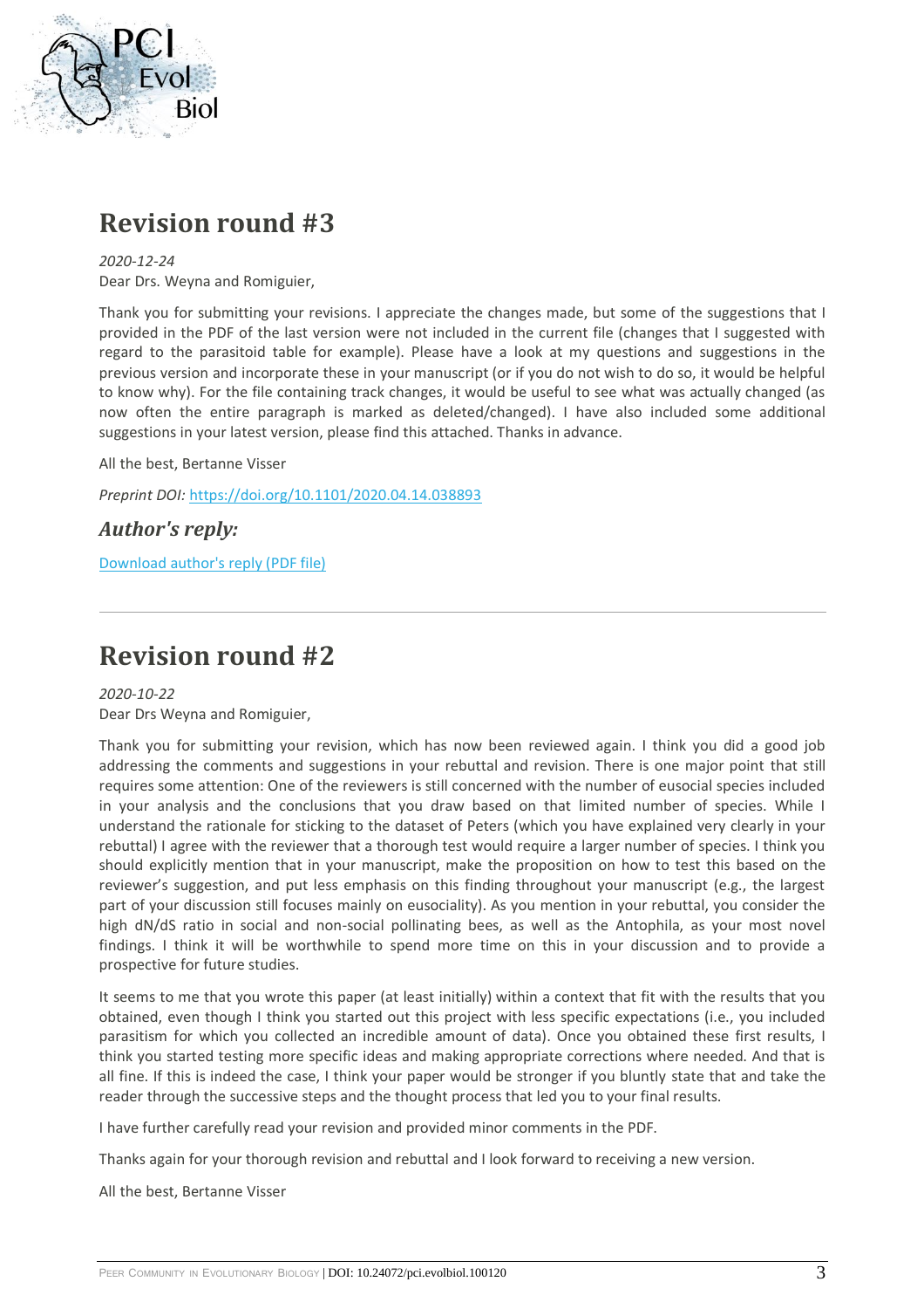## Revision round #3

*2020-12-24*
Dear Drs. Weyna and Romiguier,

Thank you for submitting your revisions. I appreciate the changes made, but some of the suggestions that I provided in the PDF of the last version were not included in the current file (changes that I suggested with regard to the parasitoid table for example). Please have a look at my questions and suggestions in the previous version and incorporate these in your manuscript (or if you do not wish to do so, it would be helpful to know why). For the file containing track changes, it would be useful to see what was actually changed (as now often the entire paragraph is marked as deleted/changed). I have also included some additional suggestions in your latest version, please find this attached. Thanks in advance.

All the best, Bertanne Visser

*Preprint DOI:* https://doi.org/10.1101/2020.04.14.038893

### *Author's reply:*

Download author's reply (PDF file)

---

## Revision round #2

*2020-10-22*
Dear Drs Weyna and Romiguier,

Thank you for submitting your revision, which has now been reviewed again. I think you did a good job addressing the comments and suggestions in your rebuttal and revision. There is one major point that still requires some attention: One of the reviewers is still concerned with the number of eusocial species included in your analysis and the conclusions that you draw based on that limited number of species. While I understand the rationale for sticking to the dataset of Peters (which you have explained very clearly in your rebuttal) I agree with the reviewer that a thorough test would require a larger number of species. I think you should explicitly mention that in your manuscript, make the proposition on how to test this based on the reviewer's suggestion, and put less emphasis on this finding throughout your manuscript (e.g., the largest part of your discussion still focuses mainly on eusociality). As you mention in your rebuttal, you consider the high dN/dS ratio in social and non-social pollinating bees, as well as the Antophila, as your most novel findings. I think it will be worthwhile to spend more time on this in your discussion and to provide a prospective for future studies.

It seems to me that you wrote this paper (at least initially) within a context that fit with the results that you obtained, even though I think you started out this project with less specific expectations (i.e., you included parasitism for which you collected an incredible amount of data). Once you obtained these first results, I think you started testing more specific ideas and making appropriate corrections where needed. And that is all fine. If this is indeed the case, I think your paper would be stronger if you bluntly state that and take the reader through the successive steps and the thought process that led you to your final results.

I have further carefully read your revision and provided minor comments in the PDF.

Thanks again for your thorough revision and rebuttal and I look forward to receiving a new version.

All the best, Bertanne Visser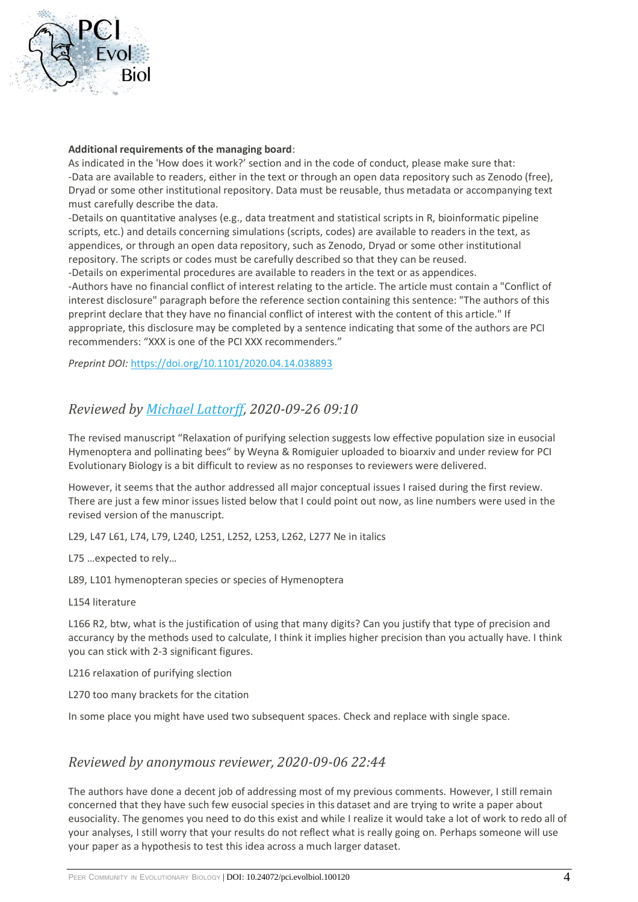**Additional requirements of the managing board**:
As indicated in the 'How does it work?' section and in the code of conduct, please make sure that:
-Data are available to readers, either in the text or through an open data repository such as Zenodo (free), Dryad or some other institutional repository. Data must be reusable, thus metadata or accompanying text must carefully describe the data.
-Details on quantitative analyses (e.g., data treatment and statistical scripts in R, bioinformatic pipeline scripts, etc.) and details concerning simulations (scripts, codes) are available to readers in the text, as appendices, or through an open data repository, such as Zenodo, Dryad or some other institutional repository. The scripts or codes must be carefully described so that they can be reused.
-Details on experimental procedures are available to readers in the text or as appendices.
-Authors have no financial conflict of interest relating to the article. The article must contain a "Conflict of interest disclosure" paragraph before the reference section containing this sentence: "The authors of this preprint declare that they have no financial conflict of interest with the content of this article." If appropriate, this disclosure may be completed by a sentence indicating that some of the authors are PCI recommenders: "XXX is one of the PCI XXX recommenders."

*Preprint DOI:* https://doi.org/10.1101/2020.04.14.038893

## *Reviewed by Michael Lattorff, 2020-09-26 09:10*

The revised manuscript "Relaxation of purifying selection suggests low effective population size in eusocial Hymenoptera and pollinating bees" by Weyna & Romiguier uploaded to bioarxiv and under review for PCI Evolutionary Biology is a bit difficult to review as no responses to reviewers were delivered.

However, it seems that the author addressed all major conceptual issues I raised during the first review. There are just a few minor issues listed below that I could point out now, as line numbers were used in the revised version of the manuscript.

L29, L47 L61, L74, L79, L240, L251, L252, L253, L262, L277 Ne in italics

L75 …expected to rely…

L89, L101 hymenopteran species or species of Hymenoptera

L154 literature

L166 R2, btw, what is the justification of using that many digits? Can you justify that type of precision and accurancy by the methods used to calculate, I think it implies higher precision than you actually have. I think you can stick with 2-3 significant figures.

L216 relaxation of purifying slection

L270 too many brackets for the citation

In some place you might have used two subsequent spaces. Check and replace with single space.

## *Reviewed by anonymous reviewer, 2020-09-06 22:44*

The authors have done a decent job of addressing most of my previous comments. However, I still remain concerned that they have such few eusocial species in this dataset and are trying to write a paper about eusociality. The genomes you need to do this exist and while I realize it would take a lot of work to redo all of your analyses, I still worry that your results do not reflect what is really going on. Perhaps someone will use your paper as a hypothesis to test this idea across a much larger dataset.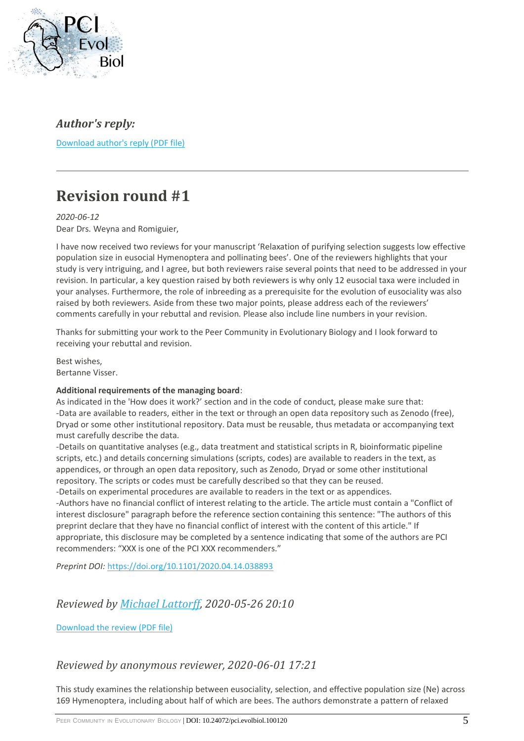### *Author's reply:*

Download author's reply (PDF file)

---

## Revision round #1

*2020-06-12*

Dear Drs. Weyna and Romiguier,

I have now received two reviews for your manuscript 'Relaxation of purifying selection suggests low effective population size in eusocial Hymenoptera and pollinating bees'. One of the reviewers highlights that your study is very intriguing, and I agree, but both reviewers raise several points that need to be addressed in your revision. In particular, a key question raised by both reviewers is why only 12 eusocial taxa were included in your analyses. Furthermore, the role of inbreeding as a prerequisite for the evolution of eusociality was also raised by both reviewers. Aside from these two major points, please address each of the reviewers' comments carefully in your rebuttal and revision. Please also include line numbers in your revision.

Thanks for submitting your work to the Peer Community in Evolutionary Biology and I look forward to receiving your rebuttal and revision.

Best wishes,
Bertanne Visser.

**Additional requirements of the managing board**:
As indicated in the 'How does it work?' section and in the code of conduct, please make sure that:
-Data are available to readers, either in the text or through an open data repository such as Zenodo (free), Dryad or some other institutional repository. Data must be reusable, thus metadata or accompanying text must carefully describe the data.
-Details on quantitative analyses (e.g., data treatment and statistical scripts in R, bioinformatic pipeline scripts, etc.) and details concerning simulations (scripts, codes) are available to readers in the text, as appendices, or through an open data repository, such as Zenodo, Dryad or some other institutional repository. The scripts or codes must be carefully described so that they can be reused.
-Details on experimental procedures are available to readers in the text or as appendices.
-Authors have no financial conflict of interest relating to the article. The article must contain a "Conflict of interest disclosure" paragraph before the reference section containing this sentence: "The authors of this preprint declare that they have no financial conflict of interest with the content of this article." If appropriate, this disclosure may be completed by a sentence indicating that some of the authors are PCI recommenders: "XXX is one of the PCI XXX recommenders."

*Preprint DOI:* https://doi.org/10.1101/2020.04.14.038893

### *Reviewed by Michael Lattorff, 2020-05-26 20:10*

Download the review (PDF file)

### *Reviewed by anonymous reviewer, 2020-06-01 17:21*

This study examines the relationship between eusociality, selection, and effective population size (Ne) across 169 Hymenoptera, including about half of which are bees. The authors demonstrate a pattern of relaxed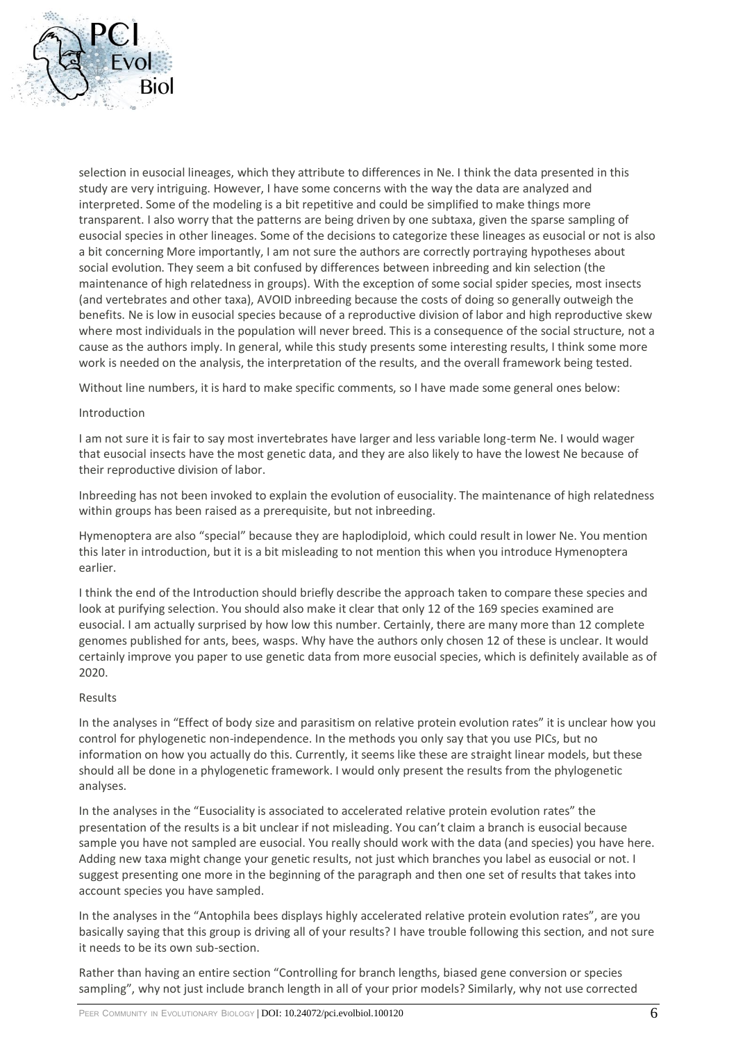selection in eusocial lineages, which they attribute to differences in Ne. I think the data presented in this study are very intriguing. However, I have some concerns with the way the data are analyzed and interpreted. Some of the modeling is a bit repetitive and could be simplified to make things more transparent. I also worry that the patterns are being driven by one subtaxa, given the sparse sampling of eusocial species in other lineages. Some of the decisions to categorize these lineages as eusocial or not is also a bit concerning More importantly, I am not sure the authors are correctly portraying hypotheses about social evolution. They seem a bit confused by differences between inbreeding and kin selection (the maintenance of high relatedness in groups). With the exception of some social spider species, most insects (and vertebrates and other taxa), AVOID inbreeding because the costs of doing so generally outweigh the benefits. Ne is low in eusocial species because of a reproductive division of labor and high reproductive skew where most individuals in the population will never breed. This is a consequence of the social structure, not a cause as the authors imply. In general, while this study presents some interesting results, I think some more work is needed on the analysis, the interpretation of the results, and the overall framework being tested.

Without line numbers, it is hard to make specific comments, so I have made some general ones below:

Introduction

I am not sure it is fair to say most invertebrates have larger and less variable long-term Ne. I would wager that eusocial insects have the most genetic data, and they are also likely to have the lowest Ne because of their reproductive division of labor.

Inbreeding has not been invoked to explain the evolution of eusociality. The maintenance of high relatedness within groups has been raised as a prerequisite, but not inbreeding.

Hymenoptera are also "special" because they are haplodiploid, which could result in lower Ne. You mention this later in introduction, but it is a bit misleading to not mention this when you introduce Hymenoptera earlier.

I think the end of the Introduction should briefly describe the approach taken to compare these species and look at purifying selection. You should also make it clear that only 12 of the 169 species examined are eusocial. I am actually surprised by how low this number. Certainly, there are many more than 12 complete genomes published for ants, bees, wasps. Why have the authors only chosen 12 of these is unclear. It would certainly improve you paper to use genetic data from more eusocial species, which is definitely available as of 2020.

Results

In the analyses in "Effect of body size and parasitism on relative protein evolution rates" it is unclear how you control for phylogenetic non-independence. In the methods you only say that you use PICs, but no information on how you actually do this. Currently, it seems like these are straight linear models, but these should all be done in a phylogenetic framework. I would only present the results from the phylogenetic analyses.

In the analyses in the "Eusociality is associated to accelerated relative protein evolution rates" the presentation of the results is a bit unclear if not misleading. You can't claim a branch is eusocial because sample you have not sampled are eusocial. You really should work with the data (and species) you have here. Adding new taxa might change your genetic results, not just which branches you label as eusocial or not. I suggest presenting one more in the beginning of the paragraph and then one set of results that takes into account species you have sampled.

In the analyses in the "Antophila bees displays highly accelerated relative protein evolution rates", are you basically saying that this group is driving all of your results? I have trouble following this section, and not sure it needs to be its own sub-section.

Rather than having an entire section "Controlling for branch lengths, biased gene conversion or species sampling", why not just include branch length in all of your prior models? Similarly, why not use corrected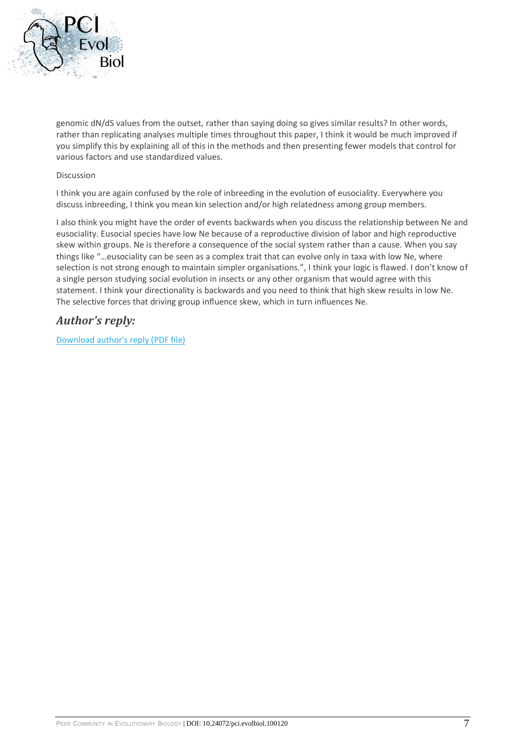genomic dN/dS values from the outset, rather than saying doing so gives similar results? In other words, rather than replicating analyses multiple times throughout this paper, I think it would be much improved if you simplify this by explaining all of this in the methods and then presenting fewer models that control for various factors and use standardized values.

Discussion

I think you are again confused by the role of inbreeding in the evolution of eusociality. Everywhere you discuss inbreeding, I think you mean kin selection and/or high relatedness among group members.

I also think you might have the order of events backwards when you discuss the relationship between Ne and eusociality. Eusocial species have low Ne because of a reproductive division of labor and high reproductive skew within groups. Ne is therefore a consequence of the social system rather than a cause. When you say things like "…eusociality can be seen as a complex trait that can evolve only in taxa with low Ne, where selection is not strong enough to maintain simpler organisations.", I think your logic is flawed. I don't know of a single person studying social evolution in insects or any other organism that would agree with this statement. I think your directionality is backwards and you need to think that high skew results in low Ne. The selective forces that driving group influence skew, which in turn influences Ne.

## *Author's reply:*

Download author's reply (PDF file)